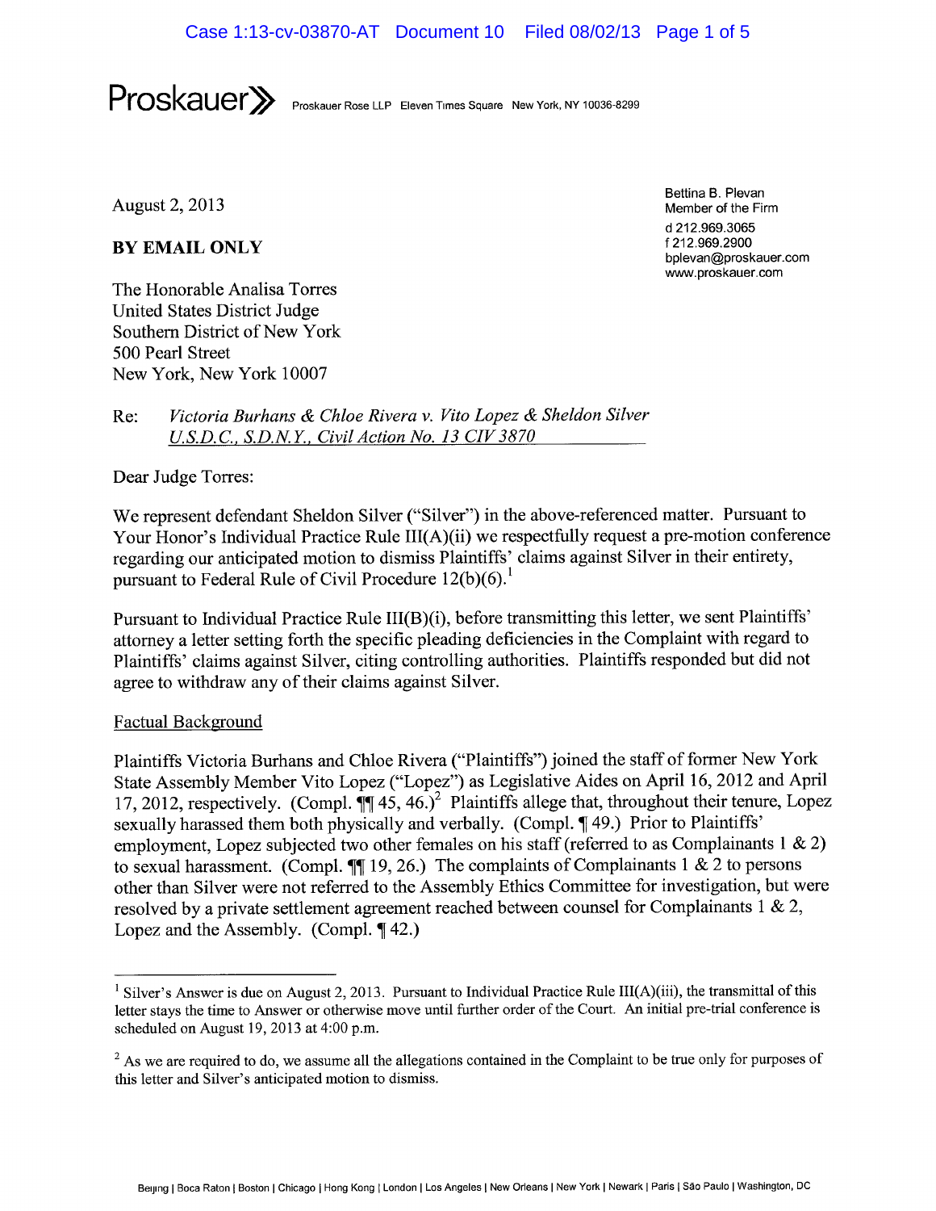**Proskauer»** Proskauer Rose LLP Eleven Times Square New York, NY 10036-8299

August 2, 2013

**BY EMAIL ONLY**

Bettina B. Plevan
Member of the Firm
d 212.969.3065
f 212.969.2900
bplevan@proskauer.com
www.proskauer.com

The Honorable Analisa Torres
United States District Judge
Southern District of New York
500 Pearl Street
New York, New York 10007

Re: *Victoria Burhans & Chloe Rivera v. Vito Lopez & Sheldon Silver*
*U.S.D.C., S.D.N.Y., Civil Action No. 13 CIV 3870*

Dear Judge Torres:

We represent defendant Sheldon Silver ("Silver") in the above-referenced matter. Pursuant to Your Honor's Individual Practice Rule III(A)(ii) we respectfully request a pre-motion conference regarding our anticipated motion to dismiss Plaintiffs' claims against Silver in their entirety, pursuant to Federal Rule of Civil Procedure 12(b)(6).[1]

Pursuant to Individual Practice Rule III(B)(i), before transmitting this letter, we sent Plaintiffs' attorney a letter setting forth the specific pleading deficiencies in the Complaint with regard to Plaintiffs' claims against Silver, citing controlling authorities. Plaintiffs responded but did not agree to withdraw any of their claims against Silver.

Factual Background

Plaintiffs Victoria Burhans and Chloe Rivera ("Plaintiffs") joined the staff of former New York State Assembly Member Vito Lopez ("Lopez") as Legislative Aides on April 16, 2012 and April 17, 2012, respectively. (Compl. ¶¶ 45, 46.)[2] Plaintiffs allege that, throughout their tenure, Lopez sexually harassed them both physically and verbally. (Compl. ¶ 49.) Prior to Plaintiffs' employment, Lopez subjected two other females on his staff (referred to as Complainants 1 & 2) to sexual harassment. (Compl. ¶¶ 19, 26.) The complaints of Complainants 1 & 2 to persons other than Silver were not referred to the Assembly Ethics Committee for investigation, but were resolved by a private settlement agreement reached between counsel for Complainants 1 & 2, Lopez and the Assembly. (Compl. ¶ 42.)

---

[1] Silver's Answer is due on August 2, 2013. Pursuant to Individual Practice Rule III(A)(iii), the transmittal of this letter stays the time to Answer or otherwise move until further order of the Court. An initial pre-trial conference is scheduled on August 19, 2013 at 4:00 p.m.

[2] As we are required to do, we assume all the allegations contained in the Complaint to be true only for purposes of this letter and Silver's anticipated motion to dismiss.

Beijing | Boca Raton | Boston | Chicago | Hong Kong | London | Los Angeles | New Orleans | New York | Newark | Paris | São Paulo | Washington, DC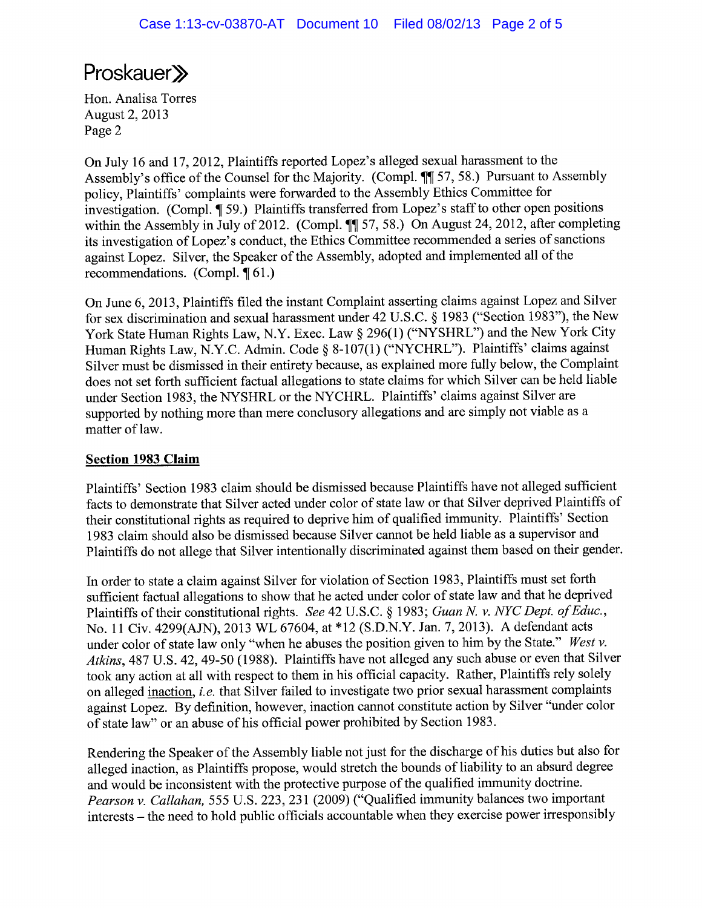Proskauer»

Hon. Analisa Torres
August 2, 2013
Page 2

On July 16 and 17, 2012, Plaintiffs reported Lopez's alleged sexual harassment to the Assembly's office of the Counsel for the Majority. (Compl. ¶¶ 57, 58.) Pursuant to Assembly policy, Plaintiffs' complaints were forwarded to the Assembly Ethics Committee for investigation. (Compl. ¶ 59.) Plaintiffs transferred from Lopez's staff to other open positions within the Assembly in July of 2012. (Compl. ¶¶ 57, 58.) On August 24, 2012, after completing its investigation of Lopez's conduct, the Ethics Committee recommended a series of sanctions against Lopez. Silver, the Speaker of the Assembly, adopted and implemented all of the recommendations. (Compl. ¶ 61.)

On June 6, 2013, Plaintiffs filed the instant Complaint asserting claims against Lopez and Silver for sex discrimination and sexual harassment under 42 U.S.C. § 1983 ("Section 1983"), the New York State Human Rights Law, N.Y. Exec. Law § 296(1) ("NYSHRL") and the New York City Human Rights Law, N.Y.C. Admin. Code § 8-107(1) ("NYCHRL"). Plaintiffs' claims against Silver must be dismissed in their entirety because, as explained more fully below, the Complaint does not set forth sufficient factual allegations to state claims for which Silver can be held liable under Section 1983, the NYSHRL or the NYCHRL. Plaintiffs' claims against Silver are supported by nothing more than mere conclusory allegations and are simply not viable as a matter of law.

**Section 1983 Claim**

Plaintiffs' Section 1983 claim should be dismissed because Plaintiffs have not alleged sufficient facts to demonstrate that Silver acted under color of state law or that Silver deprived Plaintiffs of their constitutional rights as required to deprive him of qualified immunity. Plaintiffs' Section 1983 claim should also be dismissed because Silver cannot be held liable as a supervisor and Plaintiffs do not allege that Silver intentionally discriminated against them based on their gender.

In order to state a claim against Silver for violation of Section 1983, Plaintiffs must set forth sufficient factual allegations to show that he acted under color of state law and that he deprived Plaintiffs of their constitutional rights. *See* 42 U.S.C. § 1983; *Guan N. v. NYC Dept. of Educ.*, No. 11 Civ. 4299(AJN), 2013 WL 67604, at *12 (S.D.N.Y. Jan. 7, 2013). A defendant acts under color of state law only "when he abuses the position given to him by the State." *West v. Atkins*, 487 U.S. 42, 49-50 (1988). Plaintiffs have not alleged any such abuse or even that Silver took any action at all with respect to them in his official capacity. Rather, Plaintiffs rely solely on alleged inaction, *i.e.* that Silver failed to investigate two prior sexual harassment complaints against Lopez. By definition, however, inaction cannot constitute action by Silver "under color of state law" or an abuse of his official power prohibited by Section 1983.

Rendering the Speaker of the Assembly liable not just for the discharge of his duties but also for alleged inaction, as Plaintiffs propose, would stretch the bounds of liability to an absurd degree and would be inconsistent with the protective purpose of the qualified immunity doctrine. *Pearson v. Callahan,* 555 U.S. 223, 231 (2009) ("Qualified immunity balances two important interests – the need to hold public officials accountable when they exercise power irresponsibly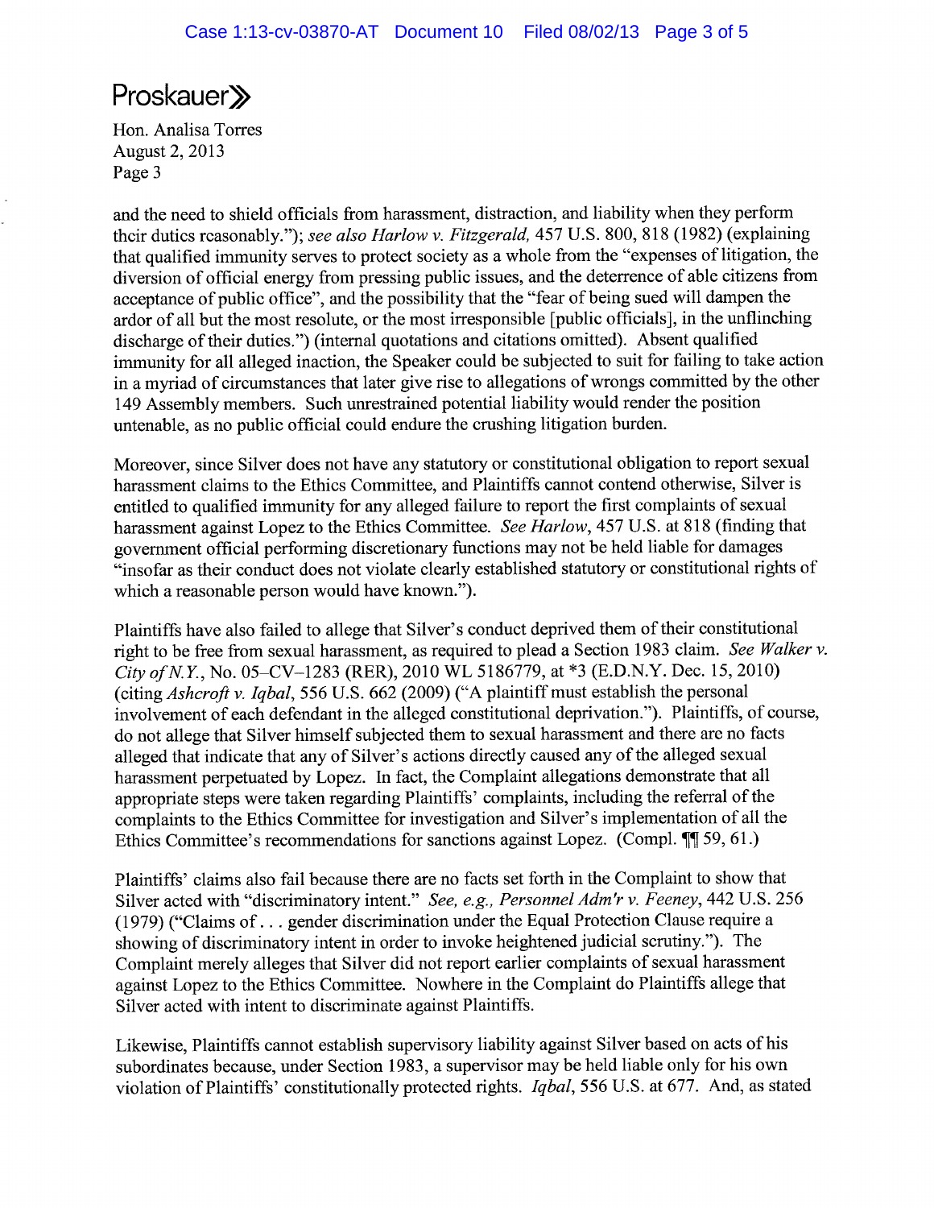and the need to shield officials from harassment, distraction, and liability when they perform their duties reasonably."); *see also Harlow v. Fitzgerald*, 457 U.S. 800, 818 (1982) (explaining that qualified immunity serves to protect society as a whole from the "expenses of litigation, the diversion of official energy from pressing public issues, and the deterrence of able citizens from acceptance of public office", and the possibility that the "fear of being sued will dampen the ardor of all but the most resolute, or the most irresponsible [public officials], in the unflinching discharge of their duties.") (internal quotations and citations omitted). Absent qualified immunity for all alleged inaction, the Speaker could be subjected to suit for failing to take action in a myriad of circumstances that later give rise to allegations of wrongs committed by the other 149 Assembly members. Such unrestrained potential liability would render the position untenable, as no public official could endure the crushing litigation burden.

Moreover, since Silver does not have any statutory or constitutional obligation to report sexual harassment claims to the Ethics Committee, and Plaintiffs cannot contend otherwise, Silver is entitled to qualified immunity for any alleged failure to report the first complaints of sexual harassment against Lopez to the Ethics Committee. *See Harlow*, 457 U.S. at 818 (finding that government official performing discretionary functions may not be held liable for damages "insofar as their conduct does not violate clearly established statutory or constitutional rights of which a reasonable person would have known.").

Plaintiffs have also failed to allege that Silver's conduct deprived them of their constitutional right to be free from sexual harassment, as required to plead a Section 1983 claim. *See Walker v. City of N.Y.*, No. 05–CV–1283 (RER), 2010 WL 5186779, at *3 (E.D.N.Y. Dec. 15, 2010) (citing *Ashcroft v. Iqbal*, 556 U.S. 662 (2009) ("A plaintiff must establish the personal involvement of each defendant in the alleged constitutional deprivation."). Plaintiffs, of course, do not allege that Silver himself subjected them to sexual harassment and there are no facts alleged that indicate that any of Silver's actions directly caused any of the alleged sexual harassment perpetuated by Lopez. In fact, the Complaint allegations demonstrate that all appropriate steps were taken regarding Plaintiffs' complaints, including the referral of the complaints to the Ethics Committee for investigation and Silver's implementation of all the Ethics Committee's recommendations for sanctions against Lopez. (Compl. ¶¶ 59, 61.)

Plaintiffs' claims also fail because there are no facts set forth in the Complaint to show that Silver acted with "discriminatory intent." *See, e.g., Personnel Adm'r v. Feeney*, 442 U.S. 256 (1979) ("Claims of . . . gender discrimination under the Equal Protection Clause require a showing of discriminatory intent in order to invoke heightened judicial scrutiny."). The Complaint merely alleges that Silver did not report earlier complaints of sexual harassment against Lopez to the Ethics Committee. Nowhere in the Complaint do Plaintiffs allege that Silver acted with intent to discriminate against Plaintiffs.

Likewise, Plaintiffs cannot establish supervisory liability against Silver based on acts of his subordinates because, under Section 1983, a supervisor may be held liable only for his own violation of Plaintiffs' constitutionally protected rights. *Iqbal*, 556 U.S. at 677. And, as stated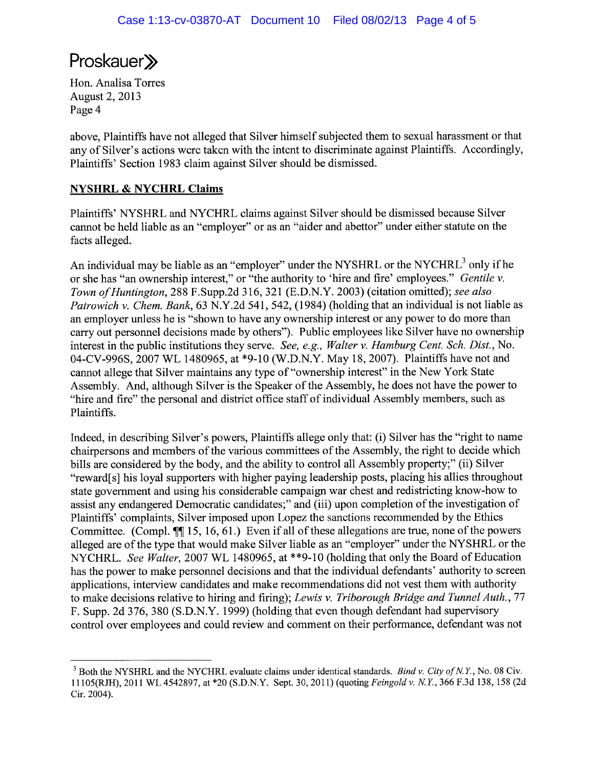above, Plaintiffs have not alleged that Silver himself subjected them to sexual harassment or that any of Silver's actions were taken with the intent to discriminate against Plaintiffs. Accordingly, Plaintiffs' Section 1983 claim against Silver should be dismissed.

**NYSHRL & NYCHRL Claims**

Plaintiffs' NYSHRL and NYCHRL claims against Silver should be dismissed because Silver cannot be held liable as an "employer" or as an "aider and abettor" under either statute on the facts alleged.

An individual may be liable as an "employer" under the NYSHRL or the NYCHRL[3] only if he or she has "an ownership interest," or "the authority to 'hire and fire' employees." *Gentile v. Town of Huntington*, 288 F.Supp.2d 316, 321 (E.D.N.Y. 2003) (citation omitted); *see also Patrowich v. Chem. Bank*, 63 N.Y.2d 541, 542, (1984) (holding that an individual is not liable as an employer unless he is "shown to have any ownership interest or any power to do more than carry out personnel decisions made by others"). Public employees like Silver have no ownership interest in the public institutions they serve. *See, e.g., Walter v. Hamburg Cent. Sch. Dist.*, No. 04-CV-996S, 2007 WL 1480965, at *9-10 (W.D.N.Y. May 18, 2007). Plaintiffs have not and cannot allege that Silver maintains any type of "ownership interest" in the New York State Assembly. And, although Silver is the Speaker of the Assembly, he does not have the power to "hire and fire" the personal and district office staff of individual Assembly members, such as Plaintiffs.

Indeed, in describing Silver's powers, Plaintiffs allege only that: (i) Silver has the "right to name chairpersons and members of the various committees of the Assembly, the right to decide which bills are considered by the body, and the ability to control all Assembly property;" (ii) Silver "reward[s] his loyal supporters with higher paying leadership posts, placing his allies throughout state government and using his considerable campaign war chest and redistricting know-how to assist any endangered Democratic candidates;" and (iii) upon completion of the investigation of Plaintiffs' complaints, Silver imposed upon Lopez the sanctions recommended by the Ethics Committee. (Compl. ¶¶ 15, 16, 61.) Even if all of these allegations are true, none of the powers alleged are of the type that would make Silver liable as an "employer" under the NYSHRL or the NYCHRL. *See Walter,* 2007 WL 1480965, at **9-10 (holding that only the Board of Education has the power to make personnel decisions and that the individual defendants' authority to screen applications, interview candidates and make recommendations did not vest them with authority to make decisions relative to hiring and firing); *Lewis v. Triborough Bridge and Tunnel Auth.*, 77 F. Supp. 2d 376, 380 (S.D.N.Y. 1999) (holding that even though defendant had supervisory control over employees and could review and comment on their performance, defendant was not

---

[3] Both the NYSHRL and the NYCHRL evaluate claims under identical standards. *Bind v. City of N.Y.*, No. 08 Civ. 11105(RJH), 2011 WL 4542897, at *20 (S.D.N.Y. Sept. 30, 2011) (quoting *Feingold v. N.Y.*, 366 F.3d 138, 158 (2d Cir. 2004).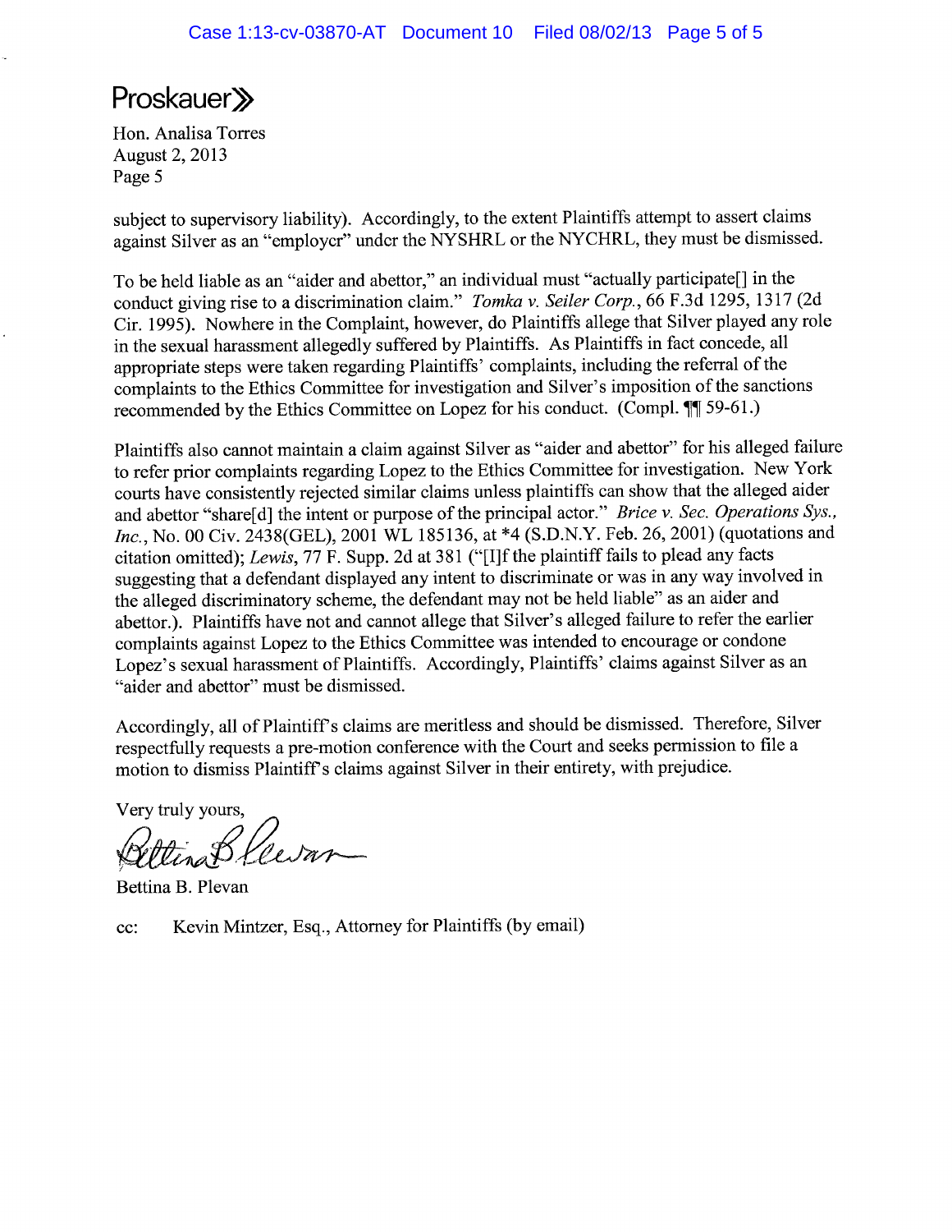Proskauer»

Hon. Analisa Torres
August 2, 2013
Page 5

subject to supervisory liability). Accordingly, to the extent Plaintiffs attempt to assert claims against Silver as an "employer" under the NYSHRL or the NYCHRL, they must be dismissed.

To be held liable as an "aider and abettor," an individual must "actually participate[] in the conduct giving rise to a discrimination claim." *Tomka v. Seiler Corp.*, 66 F.3d 1295, 1317 (2d Cir. 1995). Nowhere in the Complaint, however, do Plaintiffs allege that Silver played any role in the sexual harassment allegedly suffered by Plaintiffs. As Plaintiffs in fact concede, all appropriate steps were taken regarding Plaintiffs' complaints, including the referral of the complaints to the Ethics Committee for investigation and Silver's imposition of the sanctions recommended by the Ethics Committee on Lopez for his conduct. (Compl. ¶¶ 59-61.)

Plaintiffs also cannot maintain a claim against Silver as "aider and abettor" for his alleged failure to refer prior complaints regarding Lopez to the Ethics Committee for investigation. New York courts have consistently rejected similar claims unless plaintiffs can show that the alleged aider and abettor "share[d] the intent or purpose of the principal actor." *Brice v. Sec. Operations Sys., Inc.*, No. 00 Civ. 2438(GEL), 2001 WL 185136, at *4 (S.D.N.Y. Feb. 26, 2001) (quotations and citation omitted); *Lewis*, 77 F. Supp. 2d at 381 ("[I]f the plaintiff fails to plead any facts suggesting that a defendant displayed any intent to discriminate or was in any way involved in the alleged discriminatory scheme, the defendant may not be held liable" as an aider and abettor.). Plaintiffs have not and cannot allege that Silver's alleged failure to refer the earlier complaints against Lopez to the Ethics Committee was intended to encourage or condone Lopez's sexual harassment of Plaintiffs. Accordingly, Plaintiffs' claims against Silver as an "aider and abettor" must be dismissed.

Accordingly, all of Plaintiff's claims are meritless and should be dismissed. Therefore, Silver respectfully requests a pre-motion conference with the Court and seeks permission to file a motion to dismiss Plaintiff's claims against Silver in their entirety, with prejudice.

Very truly yours,

Bettina B. Plevan

Bettina B. Plevan

cc: Kevin Mintzer, Esq., Attorney for Plaintiffs (by email)